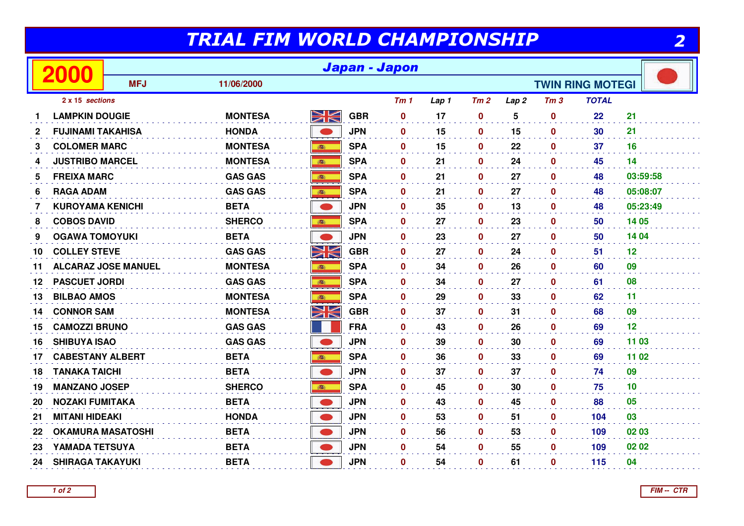# TRIAL FIM WORLD CHAMPIONSHIP

**2**

## 2000 — Japan - Japon

**MFJ** — 11/06/2000 — **TWIN RING MOTEGI**

*2 x 15 sections*

| | Rider | Make | Nat | Tm 1 | Lap 1 | Tm 2 | Lap 2 | Tm 3 | TOTAL | |
|---|---|---|---|---|---|---|---|---|---|---|
| 1 | LAMPKIN DOUGIE | MONTESA | GBR | 0 | 17 | 0 | 5 | 0 | 22 | 21 |
| 2 | FUJINAMI TAKAHISA | HONDA | JPN | 0 | 15 | 0 | 15 | 0 | 30 | 21 |
| 3 | COLOMER MARC | MONTESA | SPA | 0 | 15 | 0 | 22 | 0 | 37 | 16 |
| 4 | JUSTRIBO MARCEL | MONTESA | SPA | 0 | 21 | 0 | 24 | 0 | 45 | 14 |
| 5 | FREIXA MARC | GAS GAS | SPA | 0 | 21 | 0 | 27 | 0 | 48 | 03:59:58 |
| 6 | RAGA ADAM | GAS GAS | SPA | 0 | 21 | 0 | 27 | 0 | 48 | 05:08:07 |
| 7 | KUROYAMA KENICHI | BETA | JPN | 0 | 35 | 0 | 13 | 0 | 48 | 05:23:49 |
| 8 | COBOS DAVID | SHERCO | SPA | 0 | 27 | 0 | 23 | 0 | 50 | 14 05 |
| 9 | OGAWA TOMOYUKI | BETA | JPN | 0 | 23 | 0 | 27 | 0 | 50 | 14 04 |
| 10 | COLLEY STEVE | GAS GAS | GBR | 0 | 27 | 0 | 24 | 0 | 51 | 12 |
| 11 | ALCARAZ JOSE MANUEL | MONTESA | SPA | 0 | 34 | 0 | 26 | 0 | 60 | 09 |
| 12 | PASCUET JORDI | GAS GAS | SPA | 0 | 34 | 0 | 27 | 0 | 61 | 08 |
| 13 | BILBAO AMOS | MONTESA | SPA | 0 | 29 | 0 | 33 | 0 | 62 | 11 |
| 14 | CONNOR SAM | MONTESA | GBR | 0 | 37 | 0 | 31 | 0 | 68 | 09 |
| 15 | CAMOZZI BRUNO | GAS GAS | FRA | 0 | 43 | 0 | 26 | 0 | 69 | 12 |
| 16 | SHIBUYA ISAO | GAS GAS | JPN | 0 | 39 | 0 | 30 | 0 | 69 | 11 03 |
| 17 | CABESTANY ALBERT | BETA | SPA | 0 | 36 | 0 | 33 | 0 | 69 | 11 02 |
| 18 | TANAKA TAICHI | BETA | JPN | 0 | 37 | 0 | 37 | 0 | 74 | 09 |
| 19 | MANZANO JOSEP | SHERCO | SPA | 0 | 45 | 0 | 30 | 0 | 75 | 10 |
| 20 | NOZAKI FUMITAKA | BETA | JPN | 0 | 43 | 0 | 45 | 0 | 88 | 05 |
| 21 | MITANI HIDEAKI | HONDA | JPN | 0 | 53 | 0 | 51 | 0 | 104 | 03 |
| 22 | OKAMURA MASATOSHI | BETA | JPN | 0 | 56 | 0 | 53 | 0 | 109 | 02 03 |
| 23 | YAMADA TETSUYA | BETA | JPN | 0 | 54 | 0 | 55 | 0 | 109 | 02 02 |
| 24 | SHIRAGA TAKAYUKI | BETA | JPN | 0 | 54 | 0 | 61 | 0 | 115 | 04 |

FIM -- CTR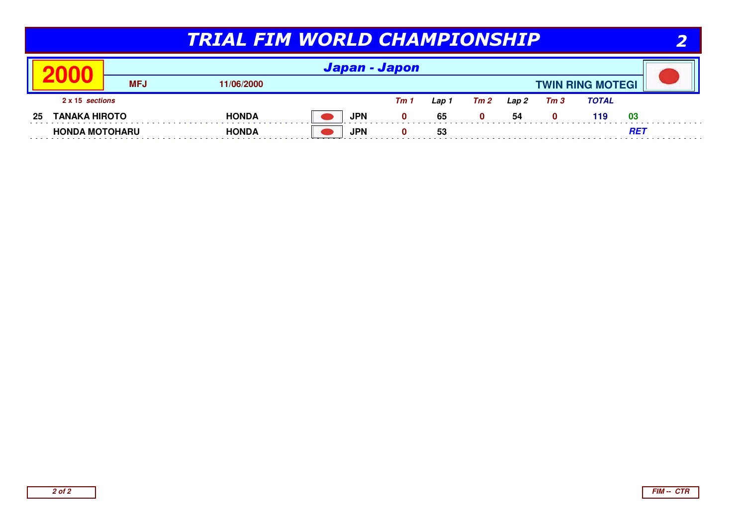# TRIAL FIM WORLD CHAMPIONSHIP

## 2000 — Japan - Japon

**MFJ** | **11/06/2000** | **TWIN RING MOTEGI**

*2 x 15 sections*

| | | | | *Tm 1* | *Lap 1* | *Tm 2* | *Lap 2* | *Tm 3* | *TOTAL* | |
|---|---|---|---|---|---|---|---|---|---|---|
| 25 | TANAKA HIROTO | HONDA | JPN | 0 | 65 | 0 | 54 | 0 | 119 | 03 |
| | HONDA MOTOHARU | HONDA | JPN | 0 | 53 | | | | | *RET* |